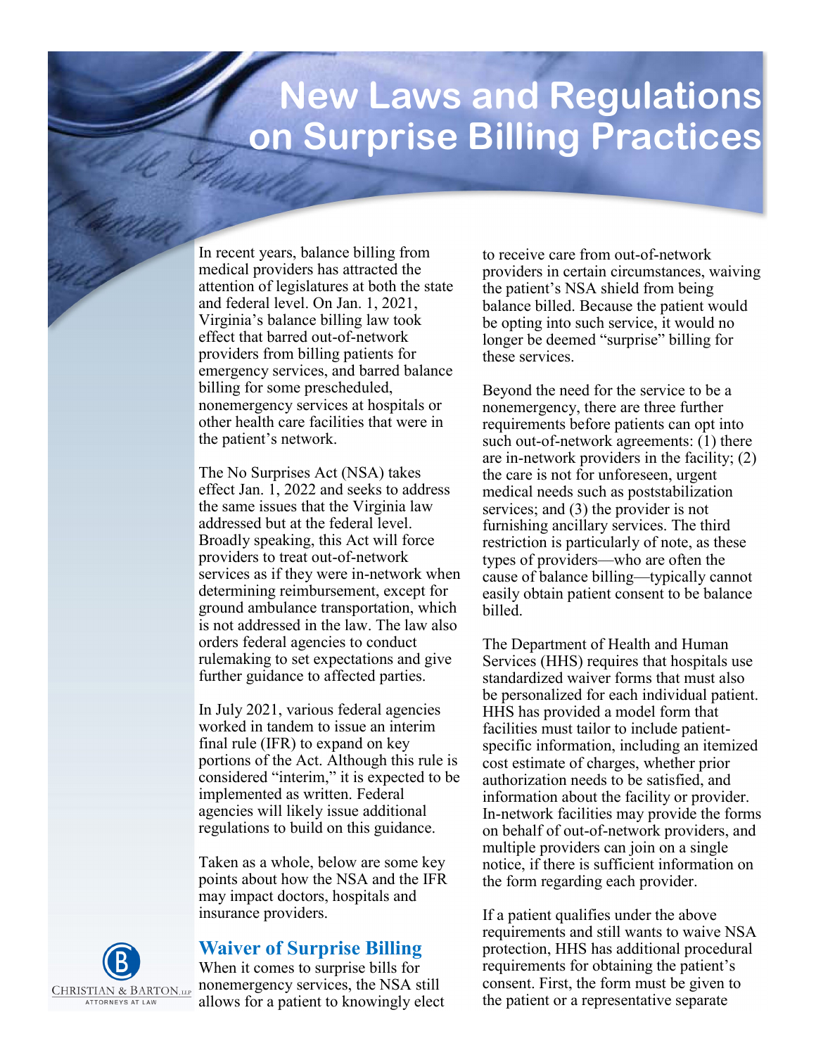# New Laws and Regulations on Surprise Billing Practices

In recent years, balance billing from medical providers has attracted the attention of legislatures at both the state and federal level. On Jan. 1, 2021, Virginia's balance billing law took effect that barred out-of-network providers from billing patients for emergency services, and barred balance billing for some prescheduled, nonemergency services at hospitals or other health care facilities that were in the patient's network.

The No Surprises Act (NSA) takes effect Jan. 1, 2022 and seeks to address the same issues that the Virginia law addressed but at the federal level. Broadly speaking, this Act will force providers to treat out-of-network services as if they were in-network when determining reimbursement, except for ground ambulance transportation, which is not addressed in the law. The law also orders federal agencies to conduct rulemaking to set expectations and give further guidance to affected parties.

In July 2021, various federal agencies worked in tandem to issue an interim final rule (IFR) to expand on key portions of the Act. Although this rule is considered "interim," it is expected to be implemented as written. Federal agencies will likely issue additional regulations to build on this guidance.

Taken as a whole, below are some key points about how the NSA and the IFR may impact doctors, hospitals and insurance providers.

## Waiver of Surprise Billing

When it comes to surprise bills for nonemergency services, the NSA still allows for a patient to knowingly elect to receive care from out-of-network providers in certain circumstances, waiving the patient's NSA shield from being balance billed. Because the patient would be opting into such service, it would no longer be deemed "surprise" billing for these services.

Beyond the need for the service to be a nonemergency, there are three further requirements before patients can opt into such out-of-network agreements: (1) there are in-network providers in the facility; (2) the care is not for unforeseen, urgent medical needs such as poststabilization services; and (3) the provider is not furnishing ancillary services. The third restriction is particularly of note, as these types of providers—who are often the cause of balance billing—typically cannot easily obtain patient consent to be balance billed.

The Department of Health and Human Services (HHS) requires that hospitals use standardized waiver forms that must also be personalized for each individual patient. HHS has provided a model form that facilities must tailor to include patient-specific information, including an itemized cost estimate of charges, whether prior authorization needs to be satisfied, and information about the facility or provider. In-network facilities may provide the forms on behalf of out-of-network providers, and multiple providers can join on a single notice, if there is sufficient information on the form regarding each provider.

If a patient qualifies under the above requirements and still wants to waive NSA protection, HHS has additional procedural requirements for obtaining the patient's consent. First, the form must be given to the patient or a representative separate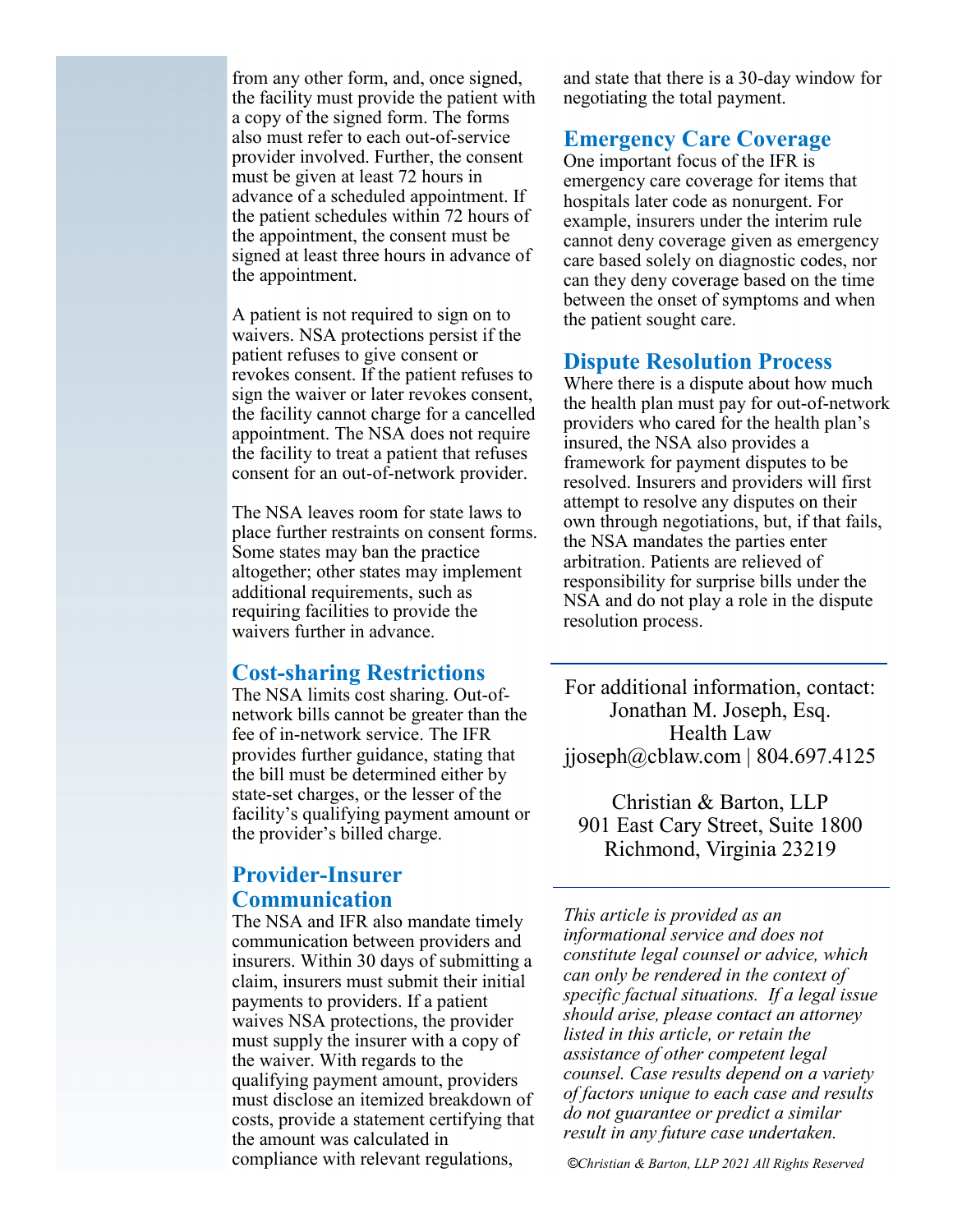from any other form, and, once signed, the facility must provide the patient with a copy of the signed form. The forms also must refer to each out-of-service provider involved. Further, the consent must be given at least 72 hours in advance of a scheduled appointment. If the patient schedules within 72 hours of the appointment, the consent must be signed at least three hours in advance of the appointment.

A patient is not required to sign on to waivers. NSA protections persist if the patient refuses to give consent or revokes consent. If the patient refuses to sign the waiver or later revokes consent, the facility cannot charge for a cancelled appointment. The NSA does not require the facility to treat a patient that refuses consent for an out-of-network provider.

The NSA leaves room for state laws to place further restraints on consent forms. Some states may ban the practice altogether; other states may implement additional requirements, such as requiring facilities to provide the waivers further in advance.

## Cost-sharing Restrictions

The NSA limits cost sharing. Out-of-network bills cannot be greater than the fee of in-network service. The IFR provides further guidance, stating that the bill must be determined either by state-set charges, or the lesser of the facility's qualifying payment amount or the provider's billed charge.

## Provider-Insurer Communication

The NSA and IFR also mandate timely communication between providers and insurers. Within 30 days of submitting a claim, insurers must submit their initial payments to providers. If a patient waives NSA protections, the provider must supply the insurer with a copy of the waiver. With regards to the qualifying payment amount, providers must disclose an itemized breakdown of costs, provide a statement certifying that the amount was calculated in compliance with relevant regulations, and state that there is a 30-day window for negotiating the total payment.

## Emergency Care Coverage

One important focus of the IFR is emergency care coverage for items that hospitals later code as nonurgent. For example, insurers under the interim rule cannot deny coverage given as emergency care based solely on diagnostic codes, nor can they deny coverage based on the time between the onset of symptoms and when the patient sought care.

## Dispute Resolution Process

Where there is a dispute about how much the health plan must pay for out-of-network providers who cared for the health plan's insured, the NSA also provides a framework for payment disputes to be resolved. Insurers and providers will first attempt to resolve any disputes on their own through negotiations, but, if that fails, the NSA mandates the parties enter arbitration. Patients are relieved of responsibility for surprise bills under the NSA and do not play a role in the dispute resolution process.

---

For additional information, contact:
Jonathan M. Joseph, Esq.
Health Law
jjoseph@cblaw.com | 804.697.4125

Christian & Barton, LLP
901 East Cary Street, Suite 1800
Richmond, Virginia 23219

---

*This article is provided as an informational service and does not constitute legal counsel or advice, which can only be rendered in the context of specific factual situations. If a legal issue should arise, please contact an attorney listed in this article, or retain the assistance of other competent legal counsel. Case results depend on a variety of factors unique to each case and results do not guarantee or predict a similar result in any future case undertaken.*

*©Christian & Barton, LLP 2021 All Rights Reserved*